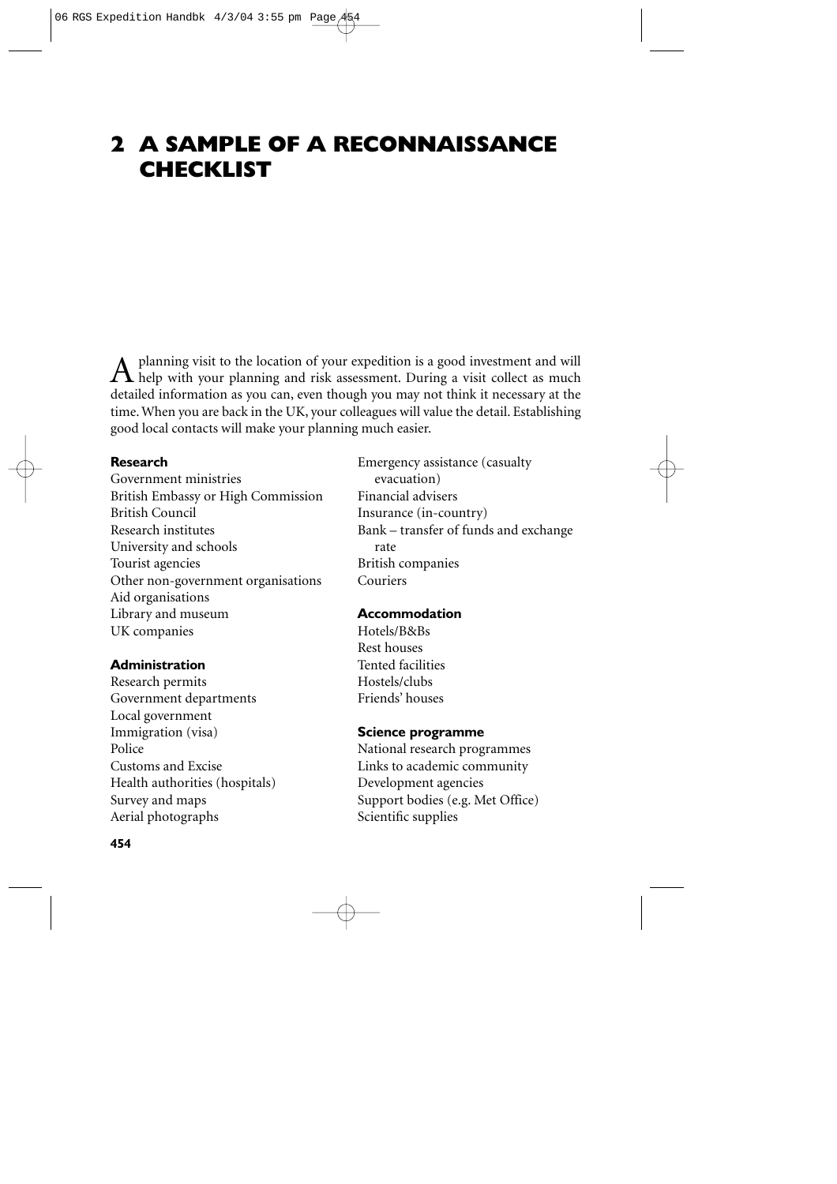# 2 A SAMPLE OF A RECONNAISSANCE CHECKLIST

A planning visit to the location of your expedition is a good investment and will help with your planning and risk assessment. During a visit collect as much detailed information as you can, even though you may not think it necessary at the time. When you are back in the UK, your colleagues will value the detail. Establishing good local contacts will make your planning much easier.

**Research**

Government ministries
British Embassy or High Commission
British Council
Research institutes
University and schools
Tourist agencies
Other non-government organisations
Aid organisations
Library and museum
UK companies

**Administration**

Research permits
Government departments
Local government
Immigration (visa)
Police
Customs and Excise
Health authorities (hospitals)
Survey and maps
Aerial photographs
Emergency assistance (casualty evacuation)
Financial advisers
Insurance (in-country)
Bank – transfer of funds and exchange rate
British companies
Couriers

**Accommodation**

Hotels/B&Bs
Rest houses
Tented facilities
Hostels/clubs
Friends' houses

**Science programme**

National research programmes
Links to academic community
Development agencies
Support bodies (e.g. Met Office)
Scientific supplies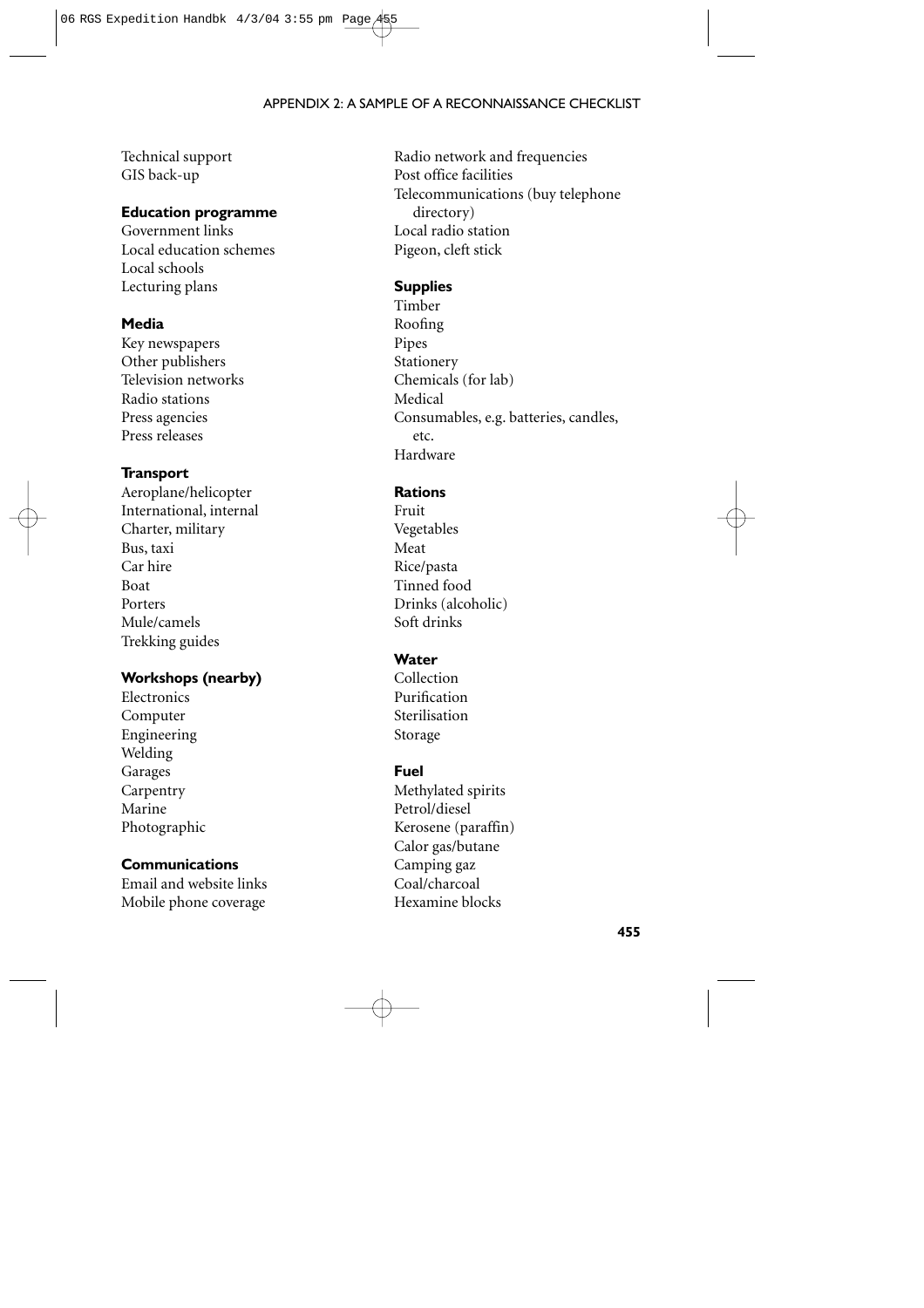Technical support
GIS back-up

**Education programme**

Government links
Local education schemes
Local schools
Lecturing plans

**Media**

Key newspapers
Other publishers
Television networks
Radio stations
Press agencies
Press releases

**Transport**

Aeroplane/helicopter
International, internal
Charter, military
Bus, taxi
Car hire
Boat
Porters
Mule/camels
Trekking guides

**Workshops (nearby)**

Electronics
Computer
Engineering
Welding
Garages
Carpentry
Marine
Photographic

**Communications**

Email and website links
Mobile phone coverage
Radio network and frequencies
Post office facilities
Telecommunications (buy telephone directory)
Local radio station
Pigeon, cleft stick

**Supplies**

Timber
Roofing
Pipes
Stationery
Chemicals (for lab)
Medical
Consumables, e.g. batteries, candles, etc.
Hardware

**Rations**

Fruit
Vegetables
Meat
Rice/pasta
Tinned food
Drinks (alcoholic)
Soft drinks

**Water**

Collection
Purification
Sterilisation
Storage

**Fuel**

Methylated spirits
Petrol/diesel
Kerosene (paraffin)
Calor gas/butane
Camping gaz
Coal/charcoal
Hexamine blocks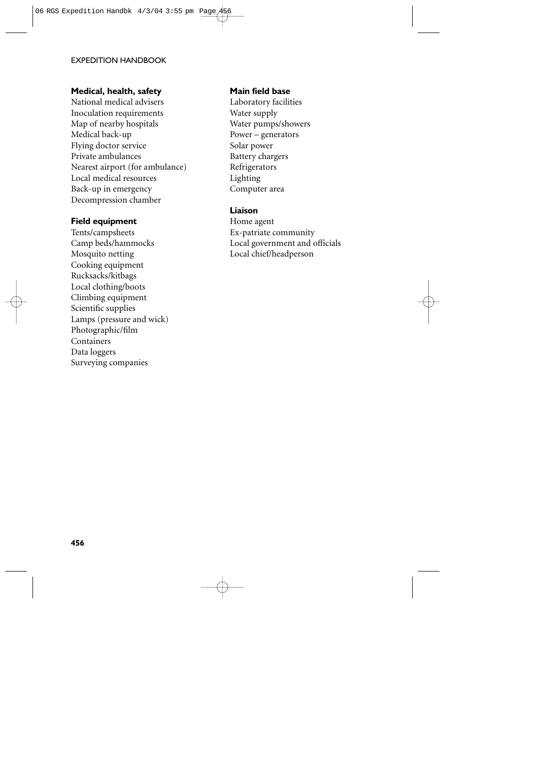**Medical, health, safety**

National medical advisers
Inoculation requirements
Map of nearby hospitals
Medical back-up
Flying doctor service
Private ambulances
Nearest airport (for ambulance)
Local medical resources
Back-up in emergency
Decompression chamber

**Field equipment**

Tents/campsheets
Camp beds/hammocks
Mosquito netting
Cooking equipment
Rucksacks/kitbags
Local clothing/boots
Climbing equipment
Scientific supplies
Lamps (pressure and wick)
Photographic/film
Containers
Data loggers
Surveying companies

**Main field base**

Laboratory facilities
Water supply
Water pumps/showers
Power – generators
Solar power
Battery chargers
Refrigerators
Lighting
Computer area

**Liaison**

Home agent
Ex-patriate community
Local government and officials
Local chief/headperson